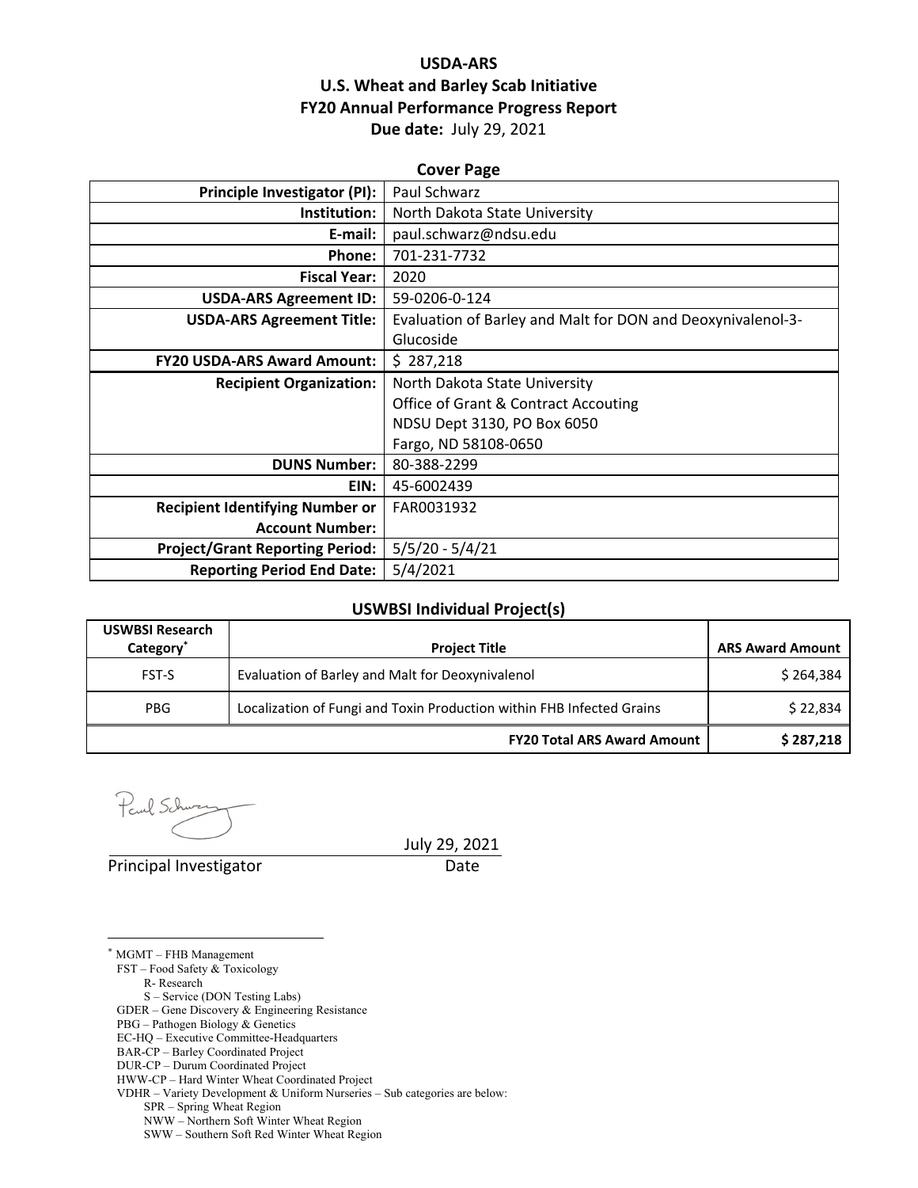# USDA-ARS
# U.S. Wheat and Barley Scab Initiative
# FY20 Annual Performance Progress Report
**Due date:** July 29, 2021

## Cover Page

| | |
|---|---|
| **Principle Investigator (PI):** | Paul Schwarz |
| **Institution:** | North Dakota State University |
| **E-mail:** | paul.schwarz@ndsu.edu |
| **Phone:** | 701-231-7732 |
| **Fiscal Year:** | 2020 |
| **USDA-ARS Agreement ID:** | 59-0206-0-124 |
| **USDA-ARS Agreement Title:** | Evaluation of Barley and Malt for DON and Deoxynivalenol-3-Glucoside |
| **FY20 USDA-ARS Award Amount:** | $ 287,218 |
| **Recipient Organization:** | North Dakota State University<br>Office of Grant & Contract Accouting<br>NDSU Dept 3130, PO Box 6050<br>Fargo, ND 58108-0650 |
| **DUNS Number:** | 80-388-2299 |
| **EIN:** | 45-6002439 |
| **Recipient Identifying Number or Account Number:** | FAR0031932 |
| **Project/Grant Reporting Period:** | 5/5/20 - 5/4/21 |
| **Reporting Period End Date:** | 5/4/2021 |

## USWBSI Individual Project(s)

| USWBSI Research Category* | Project Title | ARS Award Amount |
|---|---|---|
| FST-S | Evaluation of Barley and Malt for Deoxynivalenol | $ 264,384 |
| PBG | Localization of Fungi and Toxin Production within FHB Infected Grains | $ 22,834 |
| | **FY20 Total ARS Award Amount** | **$ 287,218** |

July 29, 2021

Principal Investigator Date

---

* MGMT – FHB Management
FST – Food Safety & Toxicology
R- Research
S – Service (DON Testing Labs)
GDER – Gene Discovery & Engineering Resistance
PBG – Pathogen Biology & Genetics
EC-HQ – Executive Committee-Headquarters
BAR-CP – Barley Coordinated Project
DUR-CP – Durum Coordinated Project
HWW-CP – Hard Winter Wheat Coordinated Project
VDHR – Variety Development & Uniform Nurseries – Sub categories are below:
SPR – Spring Wheat Region
NWW – Northern Soft Winter Wheat Region
SWW – Southern Soft Red Winter Wheat Region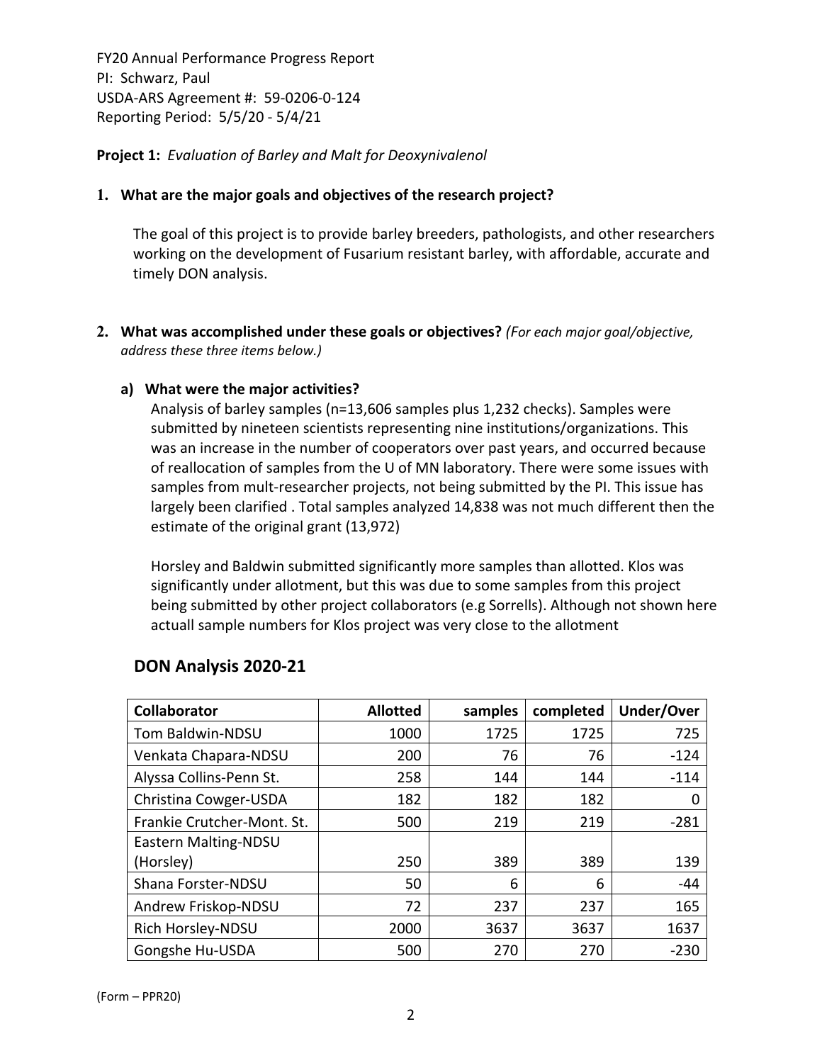FY20 Annual Performance Progress Report
PI: Schwarz, Paul
USDA-ARS Agreement #: 59-0206-0-124
Reporting Period: 5/5/20 - 5/4/21

**Project 1:** *Evaluation of Barley and Malt for Deoxynivalenol*

**1. What are the major goals and objectives of the research project?**

The goal of this project is to provide barley breeders, pathologists, and other researchers working on the development of Fusarium resistant barley, with affordable, accurate and timely DON analysis.

**2. What was accomplished under these goals or objectives?** *(For each major goal/objective, address these three items below.)*

**a) What were the major activities?**

Analysis of barley samples (n=13,606 samples plus 1,232 checks). Samples were submitted by nineteen scientists representing nine institutions/organizations. This was an increase in the number of cooperators over past years, and occurred because of reallocation of samples from the U of MN laboratory. There were some issues with samples from mult-researcher projects, not being submitted by the PI. This issue has largely been clarified . Total samples analyzed 14,838 was not much different then the estimate of the original grant (13,972)

Horsley and Baldwin submitted significantly more samples than allotted. Klos was significantly under allotment, but this was due to some samples from this project being submitted by other project collaborators (e.g Sorrells). Although not shown here actuall sample numbers for Klos project was very close to the allotment

## DON Analysis 2020-21

| Collaborator | Allotted | samples | completed | Under/Over |
|---|---|---|---|---|
| Tom Baldwin-NDSU | 1000 | 1725 | 1725 | 725 |
| Venkata Chapara-NDSU | 200 | 76 | 76 | -124 |
| Alyssa Collins-Penn St. | 258 | 144 | 144 | -114 |
| Christina Cowger-USDA | 182 | 182 | 182 | 0 |
| Frankie Crutcher-Mont. St. | 500 | 219 | 219 | -281 |
| Eastern Malting-NDSU (Horsley) | 250 | 389 | 389 | 139 |
| Shana Forster-NDSU | 50 | 6 | 6 | -44 |
| Andrew Friskop-NDSU | 72 | 237 | 237 | 165 |
| Rich Horsley-NDSU | 2000 | 3637 | 3637 | 1637 |
| Gongshe Hu-USDA | 500 | 270 | 270 | -230 |

(Form – PPR20)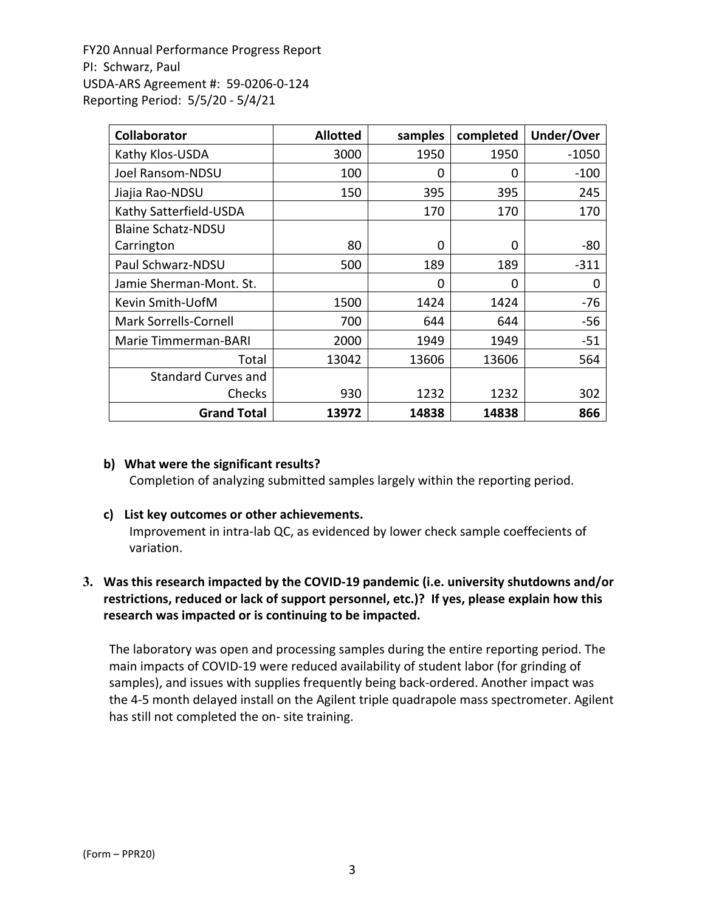FY20 Annual Performance Progress Report
PI: Schwarz, Paul
USDA-ARS Agreement #: 59-0206-0-124
Reporting Period: 5/5/20 - 5/4/21

| Collaborator | Allotted | samples | completed | Under/Over |
|---|---|---|---|---|
| Kathy Klos-USDA | 3000 | 1950 | 1950 | -1050 |
| Joel Ransom-NDSU | 100 | 0 | 0 | -100 |
| Jiajia Rao-NDSU | 150 | 395 | 395 | 245 |
| Kathy Satterfield-USDA | | 170 | 170 | 170 |
| Blaine Schatz-NDSU Carrington | 80 | 0 | 0 | -80 |
| Paul Schwarz-NDSU | 500 | 189 | 189 | -311 |
| Jamie Sherman-Mont. St. | | 0 | 0 | 0 |
| Kevin Smith-UofM | 1500 | 1424 | 1424 | -76 |
| Mark Sorrells-Cornell | 700 | 644 | 644 | -56 |
| Marie Timmerman-BARI | 2000 | 1949 | 1949 | -51 |
| Total | 13042 | 13606 | 13606 | 564 |
| Standard Curves and Checks | 930 | 1232 | 1232 | 302 |
| **Grand Total** | **13972** | **14838** | **14838** | **866** |

**b) What were the significant results?**

Completion of analyzing submitted samples largely within the reporting period.

**c) List key outcomes or other achievements.**

Improvement in intra-lab QC, as evidenced by lower check sample coeffecients of variation.

**3. Was this research impacted by the COVID-19 pandemic (i.e. university shutdowns and/or restrictions, reduced or lack of support personnel, etc.)? If yes, please explain how this research was impacted or is continuing to be impacted.**

The laboratory was open and processing samples during the entire reporting period. The main impacts of COVID-19 were reduced availability of student labor (for grinding of samples), and issues with supplies frequently being back-ordered. Another impact was the 4-5 month delayed install on the Agilent triple quadrapole mass spectrometer. Agilent has still not completed the on- site training.

(Form – PPR20)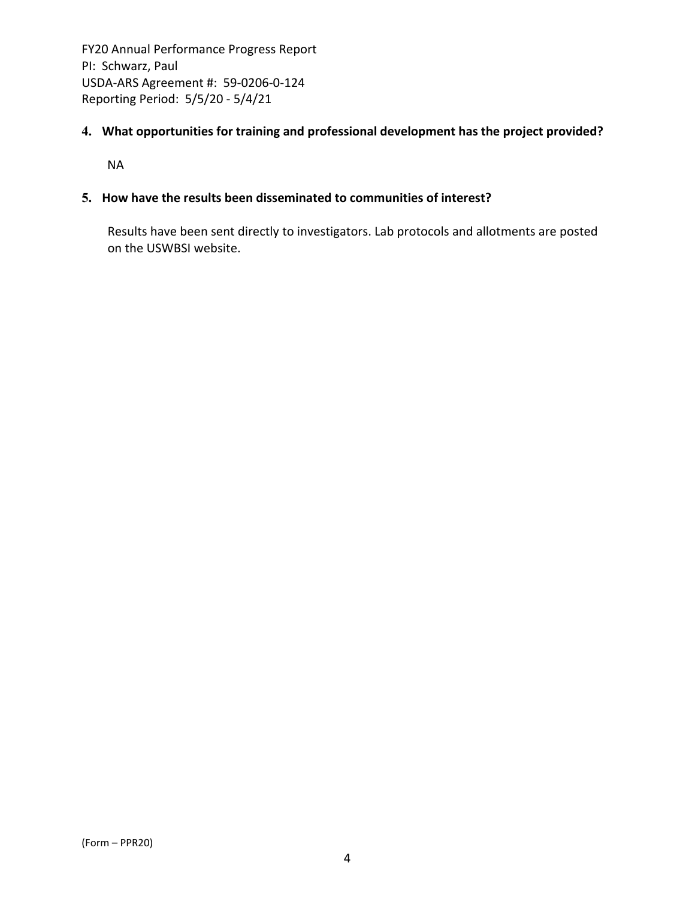**4. What opportunities for training and professional development has the project provided?**

NA

**5. How have the results been disseminated to communities of interest?**

Results have been sent directly to investigators. Lab protocols and allotments are posted on the USWBSI website.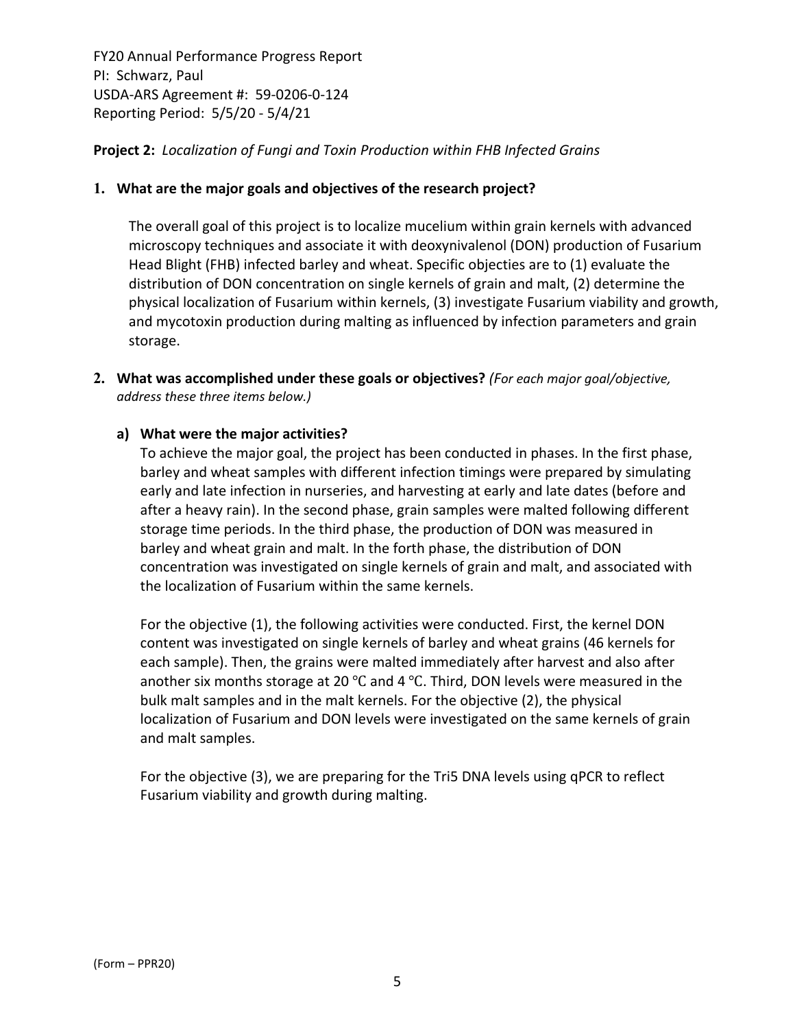FY20 Annual Performance Progress Report
PI: Schwarz, Paul
USDA-ARS Agreement #: 59-0206-0-124
Reporting Period: 5/5/20 - 5/4/21

**Project 2:** *Localization of Fungi and Toxin Production within FHB Infected Grains*

**1. What are the major goals and objectives of the research project?**

The overall goal of this project is to localize mucelium within grain kernels with advanced microscopy techniques and associate it with deoxynivalenol (DON) production of Fusarium Head Blight (FHB) infected barley and wheat. Specific objecties are to (1) evaluate the distribution of DON concentration on single kernels of grain and malt, (2) determine the physical localization of Fusarium within kernels, (3) investigate Fusarium viability and growth, and mycotoxin production during malting as influenced by infection parameters and grain storage.

**2. What was accomplished under these goals or objectives?** *(For each major goal/objective, address these three items below.)*

**a) What were the major activities?**

To achieve the major goal, the project has been conducted in phases. In the first phase, barley and wheat samples with different infection timings were prepared by simulating early and late infection in nurseries, and harvesting at early and late dates (before and after a heavy rain). In the second phase, grain samples were malted following different storage time periods. In the third phase, the production of DON was measured in barley and wheat grain and malt. In the forth phase, the distribution of DON concentration was investigated on single kernels of grain and malt, and associated with the localization of Fusarium within the same kernels.

For the objective (1), the following activities were conducted. First, the kernel DON content was investigated on single kernels of barley and wheat grains (46 kernels for each sample). Then, the grains were malted immediately after harvest and also after another six months storage at 20 ℃ and 4 ℃. Third, DON levels were measured in the bulk malt samples and in the malt kernels. For the objective (2), the physical localization of Fusarium and DON levels were investigated on the same kernels of grain and malt samples.

For the objective (3), we are preparing for the Tri5 DNA levels using qPCR to reflect Fusarium viability and growth during malting.

(Form – PPR20)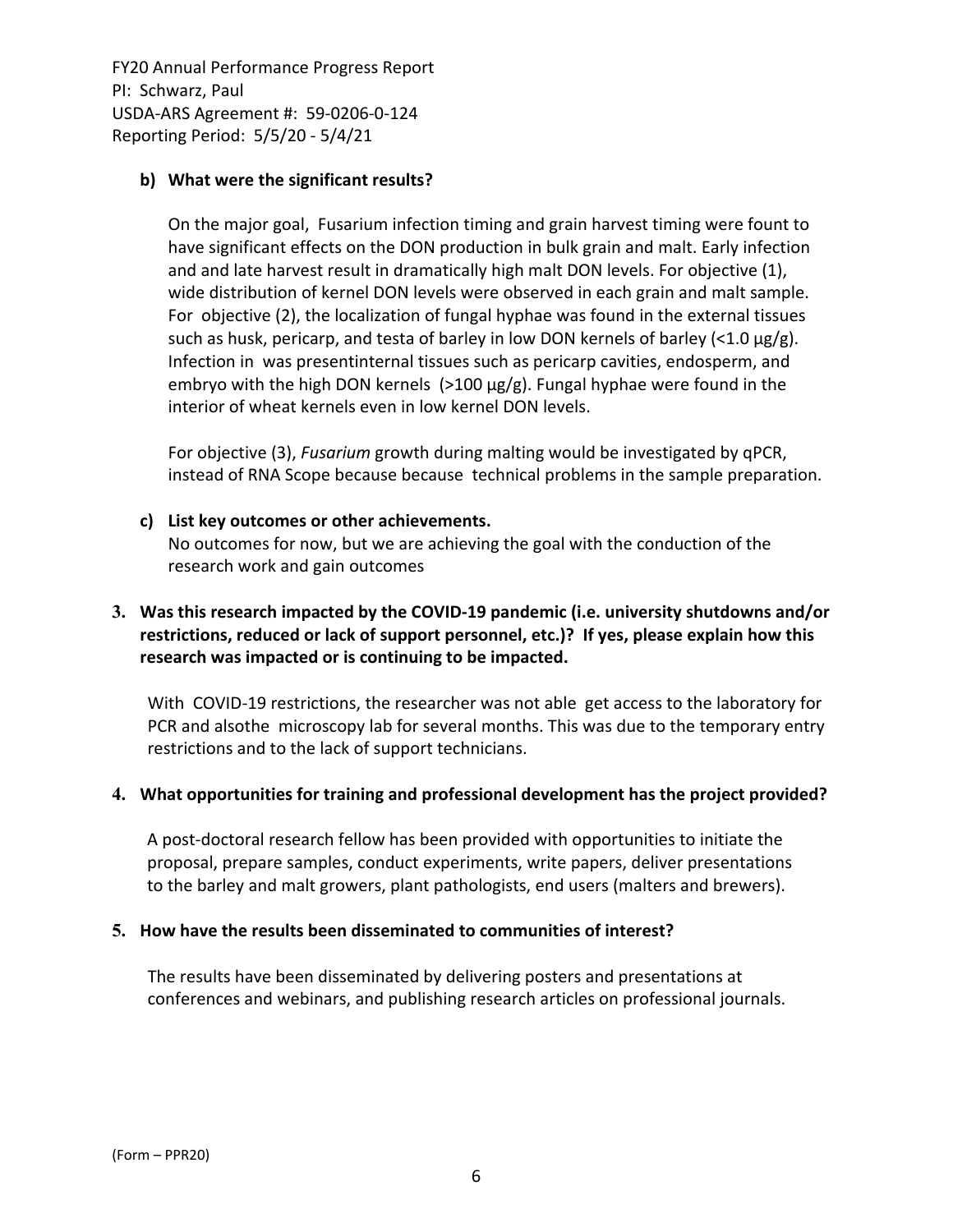**b) What were the significant results?**

On the major goal, Fusarium infection timing and grain harvest timing were fount to have significant effects on the DON production in bulk grain and malt. Early infection and and late harvest result in dramatically high malt DON levels. For objective (1), wide distribution of kernel DON levels were observed in each grain and malt sample. For objective (2), the localization of fungal hyphae was found in the external tissues such as husk, pericarp, and testa of barley in low DON kernels of barley (<1.0 µg/g). Infection in was presentinternal tissues such as pericarp cavities, endosperm, and embryo with the high DON kernels (>100 µg/g). Fungal hyphae were found in the interior of wheat kernels even in low kernel DON levels.

For objective (3), *Fusarium* growth during malting would be investigated by qPCR, instead of RNA Scope because because technical problems in the sample preparation.

**c) List key outcomes or other achievements.**

No outcomes for now, but we are achieving the goal with the conduction of the research work and gain outcomes

**3. Was this research impacted by the COVID-19 pandemic (i.e. university shutdowns and/or restrictions, reduced or lack of support personnel, etc.)? If yes, please explain how this research was impacted or is continuing to be impacted.**

With COVID-19 restrictions, the researcher was not able get access to the laboratory for PCR and alsothe microscopy lab for several months. This was due to the temporary entry restrictions and to the lack of support technicians.

**4. What opportunities for training and professional development has the project provided?**

A post-doctoral research fellow has been provided with opportunities to initiate the proposal, prepare samples, conduct experiments, write papers, deliver presentations to the barley and malt growers, plant pathologists, end users (malters and brewers).

**5. How have the results been disseminated to communities of interest?**

The results have been disseminated by delivering posters and presentations at conferences and webinars, and publishing research articles on professional journals.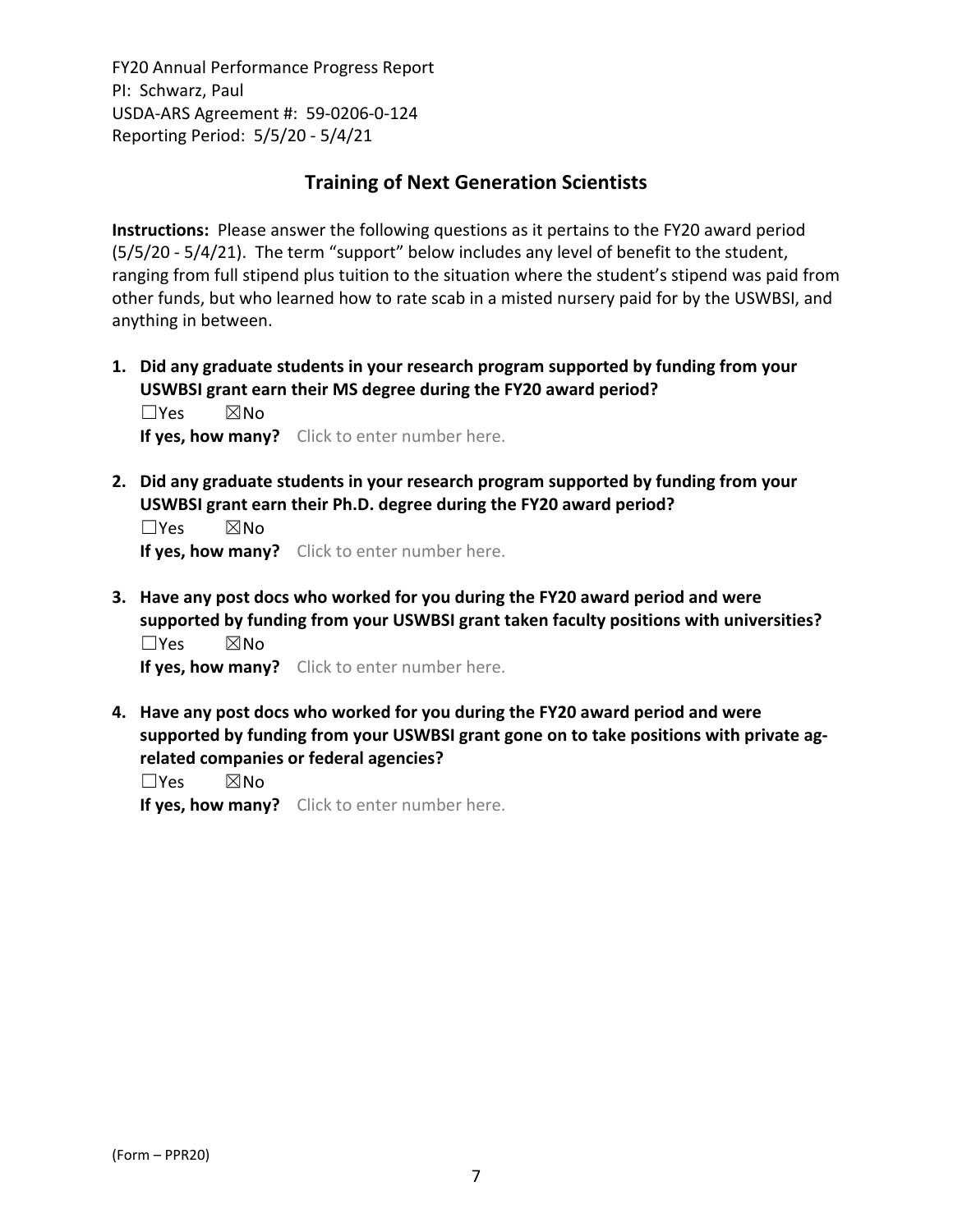FY20 Annual Performance Progress Report
PI: Schwarz, Paul
USDA-ARS Agreement #: 59-0206-0-124
Reporting Period: 5/5/20 - 5/4/21

## Training of Next Generation Scientists

**Instructions:** Please answer the following questions as it pertains to the FY20 award period (5/5/20 - 5/4/21). The term "support" below includes any level of benefit to the student, ranging from full stipend plus tuition to the situation where the student's stipend was paid from other funds, but who learned how to rate scab in a misted nursery paid for by the USWBSI, and anything in between.

1. **Did any graduate students in your research program supported by funding from your USWBSI grant earn their MS degree during the FY20 award period?**
   ☐Yes ☒No
   **If yes, how many?** Click to enter number here.

2. **Did any graduate students in your research program supported by funding from your USWBSI grant earn their Ph.D. degree during the FY20 award period?**
   ☐Yes ☒No
   **If yes, how many?** Click to enter number here.

3. **Have any post docs who worked for you during the FY20 award period and were supported by funding from your USWBSI grant taken faculty positions with universities?**
   ☐Yes ☒No
   **If yes, how many?** Click to enter number here.

4. **Have any post docs who worked for you during the FY20 award period and were supported by funding from your USWBSI grant gone on to take positions with private ag-related companies or federal agencies?**
   ☐Yes ☒No
   **If yes, how many?** Click to enter number here.

(Form – PPR20)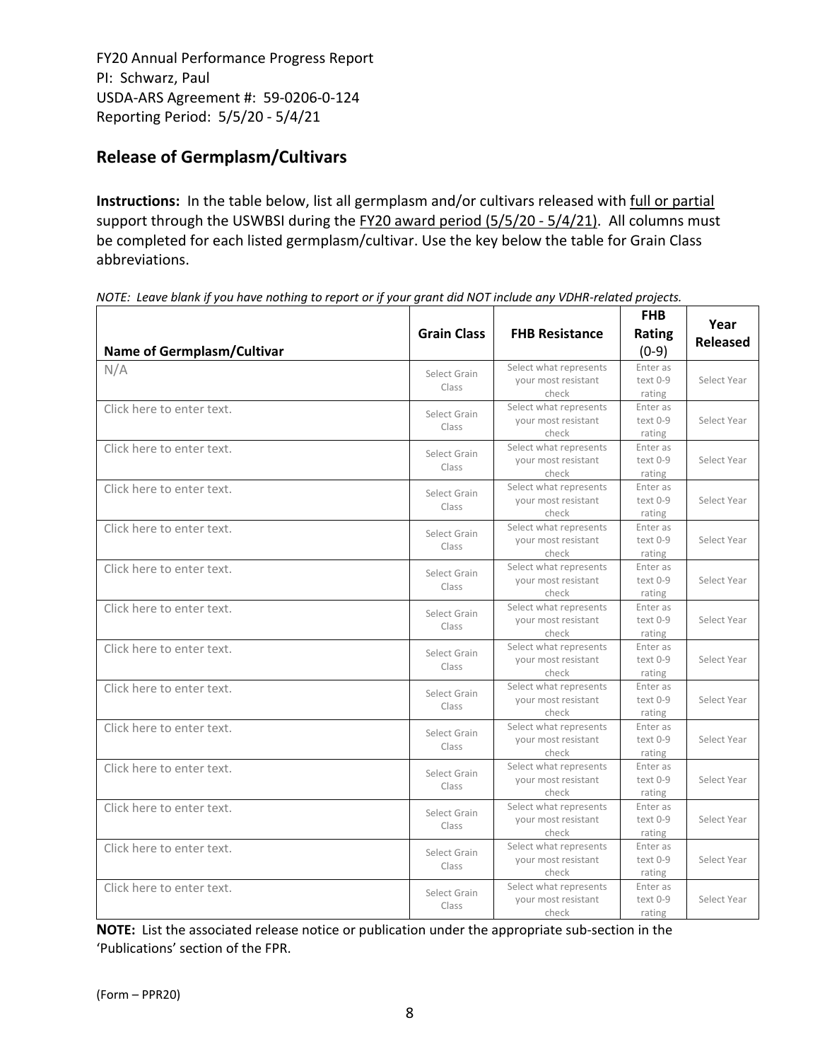FY20 Annual Performance Progress Report
PI: Schwarz, Paul
USDA-ARS Agreement #: 59-0206-0-124
Reporting Period: 5/5/20 - 5/4/21

## Release of Germplasm/Cultivars

**Instructions:** In the table below, list all germplasm and/or cultivars released with full or partial support through the USWBSI during the FY20 award period (5/5/20 - 5/4/21). All columns must be completed for each listed germplasm/cultivar. Use the key below the table for Grain Class abbreviations.

*NOTE: Leave blank if you have nothing to report or if your grant did NOT include any VDHR-related projects.*

| Name of Germplasm/Cultivar | Grain Class | FHB Resistance | FHB Rating (0-9) | Year Released |
|---|---|---|---|---|
| N/A | Select Grain Class | Select what represents your most resistant check | Enter as text 0-9 rating | Select Year |
| Click here to enter text. | Select Grain Class | Select what represents your most resistant check | Enter as text 0-9 rating | Select Year |
| Click here to enter text. | Select Grain Class | Select what represents your most resistant check | Enter as text 0-9 rating | Select Year |
| Click here to enter text. | Select Grain Class | Select what represents your most resistant check | Enter as text 0-9 rating | Select Year |
| Click here to enter text. | Select Grain Class | Select what represents your most resistant check | Enter as text 0-9 rating | Select Year |
| Click here to enter text. | Select Grain Class | Select what represents your most resistant check | Enter as text 0-9 rating | Select Year |
| Click here to enter text. | Select Grain Class | Select what represents your most resistant check | Enter as text 0-9 rating | Select Year |
| Click here to enter text. | Select Grain Class | Select what represents your most resistant check | Enter as text 0-9 rating | Select Year |
| Click here to enter text. | Select Grain Class | Select what represents your most resistant check | Enter as text 0-9 rating | Select Year |
| Click here to enter text. | Select Grain Class | Select what represents your most resistant check | Enter as text 0-9 rating | Select Year |
| Click here to enter text. | Select Grain Class | Select what represents your most resistant check | Enter as text 0-9 rating | Select Year |
| Click here to enter text. | Select Grain Class | Select what represents your most resistant check | Enter as text 0-9 rating | Select Year |
| Click here to enter text. | Select Grain Class | Select what represents your most resistant check | Enter as text 0-9 rating | Select Year |
| Click here to enter text. | Select Grain Class | Select what represents your most resistant check | Enter as text 0-9 rating | Select Year |

**NOTE:** List the associated release notice or publication under the appropriate sub-section in the 'Publications' section of the FPR.

(Form – PPR20)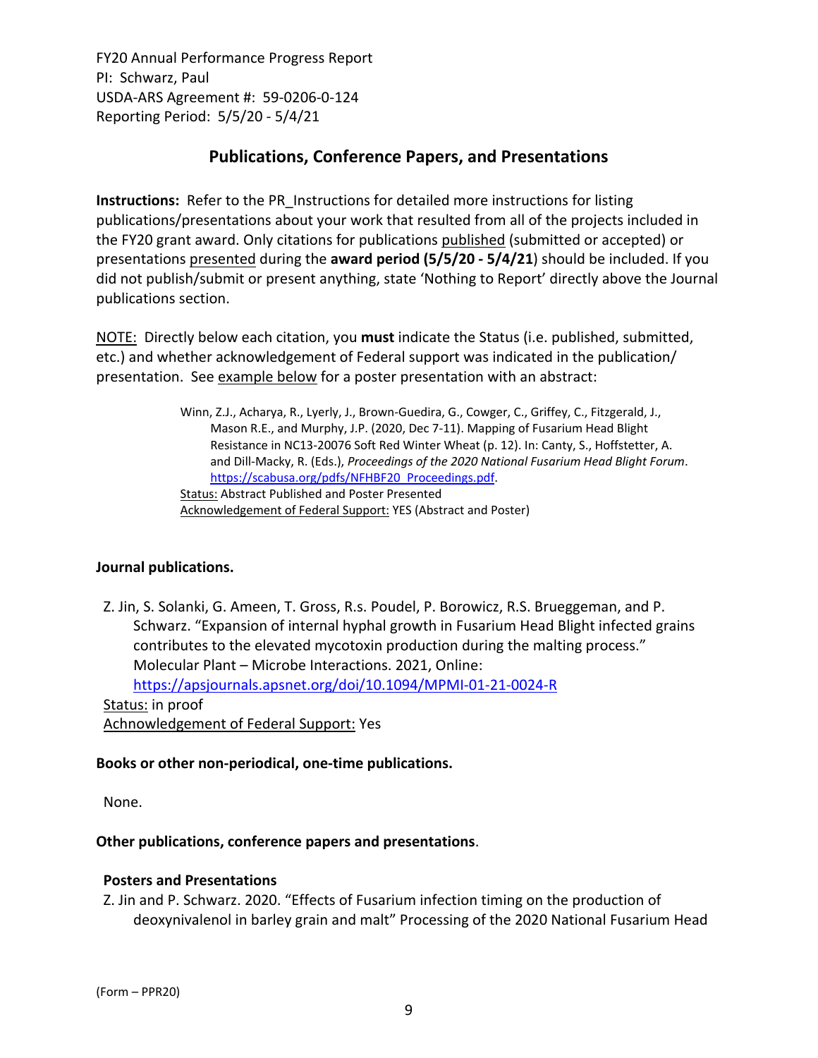FY20 Annual Performance Progress Report
PI: Schwarz, Paul
USDA-ARS Agreement #: 59-0206-0-124
Reporting Period: 5/5/20 - 5/4/21

## Publications, Conference Papers, and Presentations

**Instructions:** Refer to the PR_Instructions for detailed more instructions for listing publications/presentations about your work that resulted from all of the projects included in the FY20 grant award. Only citations for publications published (submitted or accepted) or presentations presented during the **award period (5/5/20 - 5/4/21)** should be included. If you did not publish/submit or present anything, state 'Nothing to Report' directly above the Journal publications section.

NOTE: Directly below each citation, you **must** indicate the Status (i.e. published, submitted, etc.) and whether acknowledgement of Federal support was indicated in the publication/ presentation. See example below for a poster presentation with an abstract:

> Winn, Z.J., Acharya, R., Lyerly, J., Brown-Guedira, G., Cowger, C., Griffey, C., Fitzgerald, J., Mason R.E., and Murphy, J.P. (2020, Dec 7-11). Mapping of Fusarium Head Blight Resistance in NC13-20076 Soft Red Winter Wheat (p. 12). In: Canty, S., Hoffstetter, A. and Dill-Macky, R. (Eds.), *Proceedings of the 2020 National Fusarium Head Blight Forum*. https://scabusa.org/pdfs/NFHBF20_Proceedings.pdf.
> Status: Abstract Published and Poster Presented
> Acknowledgement of Federal Support: YES (Abstract and Poster)

**Journal publications.**

Z. Jin, S. Solanki, G. Ameen, T. Gross, R.s. Poudel, P. Borowicz, R.S. Brueggeman, and P. Schwarz. "Expansion of internal hyphal growth in Fusarium Head Blight infected grains contributes to the elevated mycotoxin production during the malting process." Molecular Plant – Microbe Interactions. 2021, Online: https://apsjournals.apsnet.org/doi/10.1094/MPMI-01-21-0024-R
Status: in proof
Acknowledgement of Federal Support: Yes

**Books or other non-periodical, one-time publications.**

None.

**Other publications, conference papers and presentations**.

**Posters and Presentations**

Z. Jin and P. Schwarz. 2020. "Effects of Fusarium infection timing on the production of deoxynivalenol in barley grain and malt" Processing of the 2020 National Fusarium Head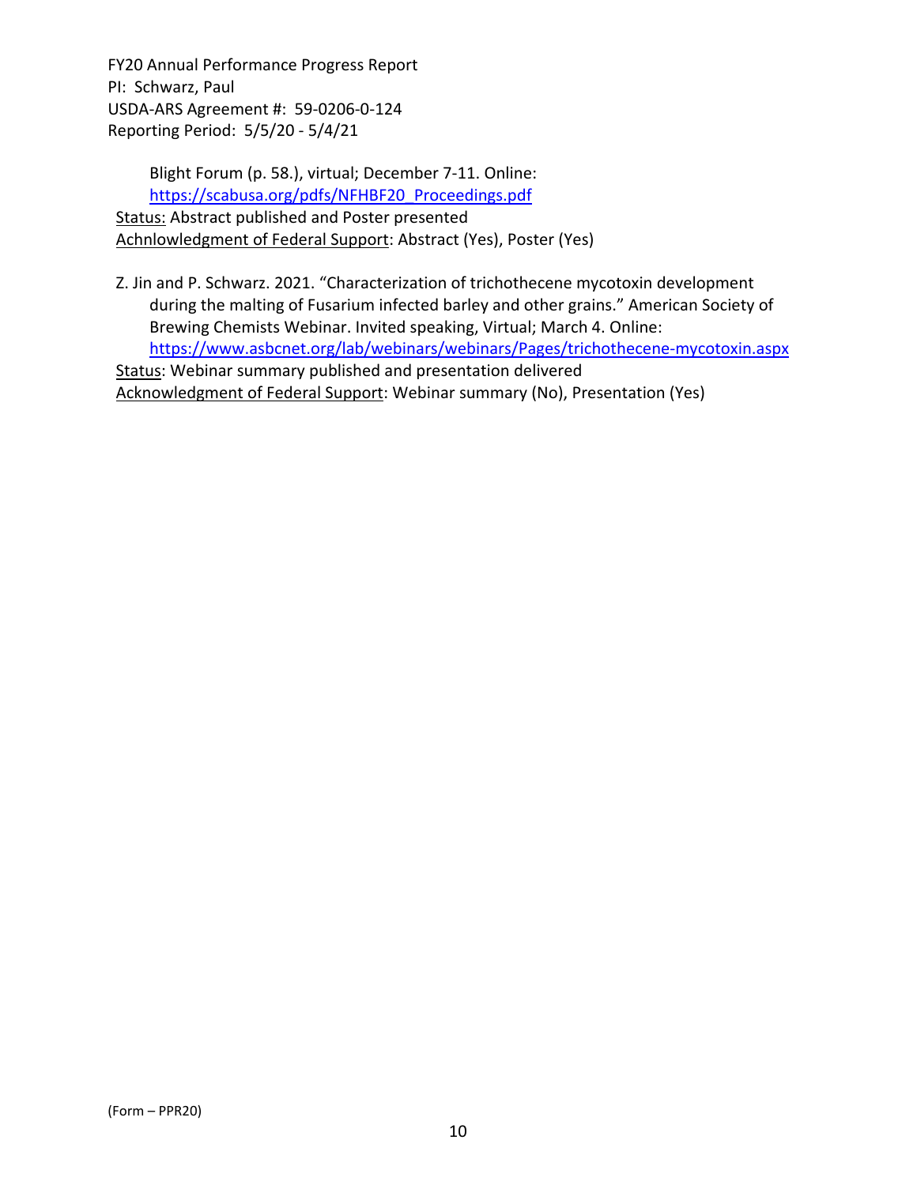Blight Forum (p. 58.), virtual; December 7-11. Online: https://scabusa.org/pdfs/NFHBF20_Proceedings.pdf

Status: Abstract published and Poster presented

Achnlowledgment of Federal Support: Abstract (Yes), Poster (Yes)

Z. Jin and P. Schwarz. 2021. "Characterization of trichothecene mycotoxin development during the malting of Fusarium infected barley and other grains." American Society of Brewing Chemists Webinar. Invited speaking, Virtual; March 4. Online: https://www.asbcnet.org/lab/webinars/webinars/Pages/trichothecene-mycotoxin.aspx

Status: Webinar summary published and presentation delivered

Acknowledgment of Federal Support: Webinar summary (No), Presentation (Yes)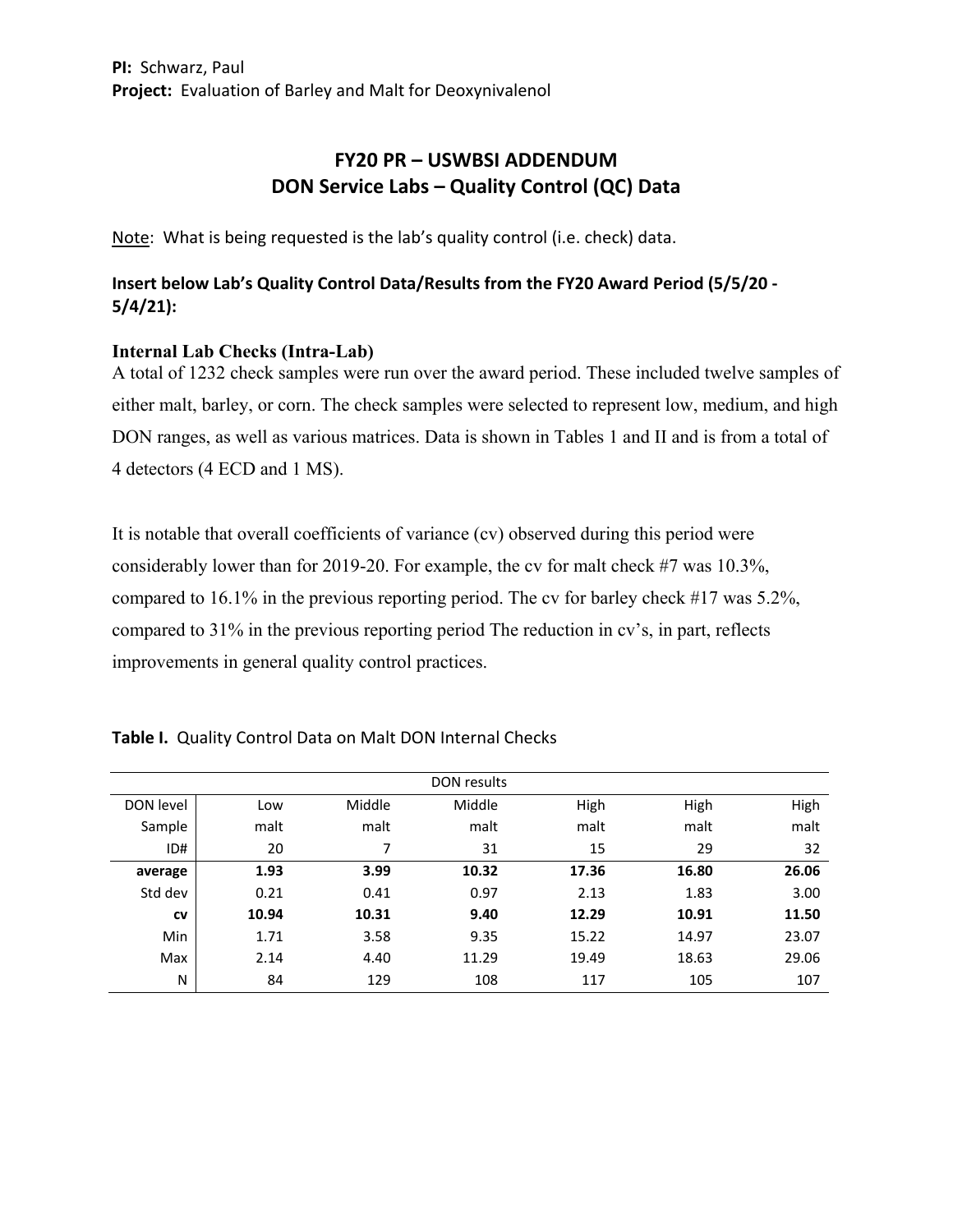**PI:** Schwarz, Paul
**Project:** Evaluation of Barley and Malt for Deoxynivalenol

# FY20 PR – USWBSI ADDENDUM
# DON Service Labs – Quality Control (QC) Data

<u>Note</u>: What is being requested is the lab's quality control (i.e. check) data.

**Insert below Lab's Quality Control Data/Results from the FY20 Award Period (5/5/20 - 5/4/21):**

**Internal Lab Checks (Intra-Lab)**

A total of 1232 check samples were run over the award period. These included twelve samples of either malt, barley, or corn. The check samples were selected to represent low, medium, and high DON ranges, as well as various matrices. Data is shown in Tables 1 and II and is from a total of 4 detectors (4 ECD and 1 MS).

It is notable that overall coefficients of variance (cv) observed during this period were considerably lower than for 2019-20. For example, the cv for malt check #7 was 10.3%, compared to 16.1% in the previous reporting period. The cv for barley check #17 was 5.2%, compared to 31% in the previous reporting period The reduction in cv's, in part, reflects improvements in general quality control practices.

**Table I.** Quality Control Data on Malt DON Internal Checks

| | DON results | | | | | |
|---|---|---|---|---|---|---|
| DON level | Low | Middle | Middle | High | High | High |
| Sample | malt | malt | malt | malt | malt | malt |
| ID# | 20 | 7 | 31 | 15 | 29 | 32 |
| **average** | **1.93** | **3.99** | **10.32** | **17.36** | **16.80** | **26.06** |
| Std dev | 0.21 | 0.41 | 0.97 | 2.13 | 1.83 | 3.00 |
| **cv** | **10.94** | **10.31** | **9.40** | **12.29** | **10.91** | **11.50** |
| Min | 1.71 | 3.58 | 9.35 | 15.22 | 14.97 | 23.07 |
| Max | 2.14 | 4.40 | 11.29 | 19.49 | 18.63 | 29.06 |
| N | 84 | 129 | 108 | 117 | 105 | 107 |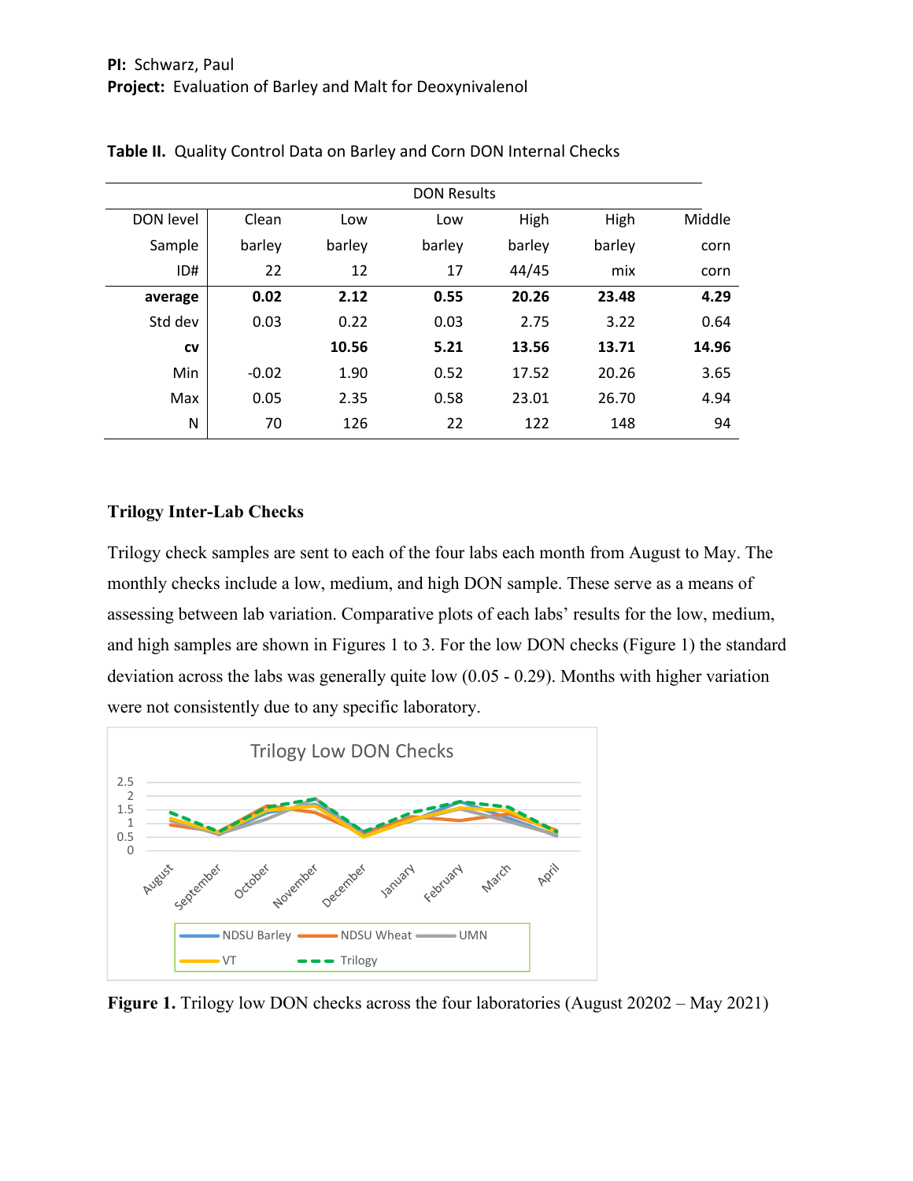**PI:** Schwarz, Paul
**Project:** Evaluation of Barley and Malt for Deoxynivalenol

**Table II.** Quality Control Data on Barley and Corn DON Internal Checks

| | DON Results | | | | | |
|---|---|---|---|---|---|---|
| DON level | Clean | Low | Low | High | High | Middle |
| Sample | barley | barley | barley | barley | barley | corn |
| ID# | 22 | 12 | 17 | 44/45 | mix | corn |
| **average** | **0.02** | **2.12** | **0.55** | **20.26** | **23.48** | **4.29** |
| Std dev | 0.03 | 0.22 | 0.03 | 2.75 | 3.22 | 0.64 |
| **cv** | | **10.56** | **5.21** | **13.56** | **13.71** | **14.96** |
| Min | -0.02 | 1.90 | 0.52 | 17.52 | 20.26 | 3.65 |
| Max | 0.05 | 2.35 | 0.58 | 23.01 | 26.70 | 4.94 |
| N | 70 | 126 | 22 | 122 | 148 | 94 |

### Trilogy Inter-Lab Checks

Trilogy check samples are sent to each of the four labs each month from August to May. The monthly checks include a low, medium, and high DON sample. These serve as a means of assessing between lab variation. Comparative plots of each labs' results for the low, medium, and high samples are shown in Figures 1 to 3. For the low DON checks (Figure 1) the standard deviation across the labs was generally quite low (0.05 - 0.29). Months with higher variation were not consistently due to any specific laboratory.

**Figure 1.** Trilogy low DON checks across the four laboratories (August 20202 – May 2021)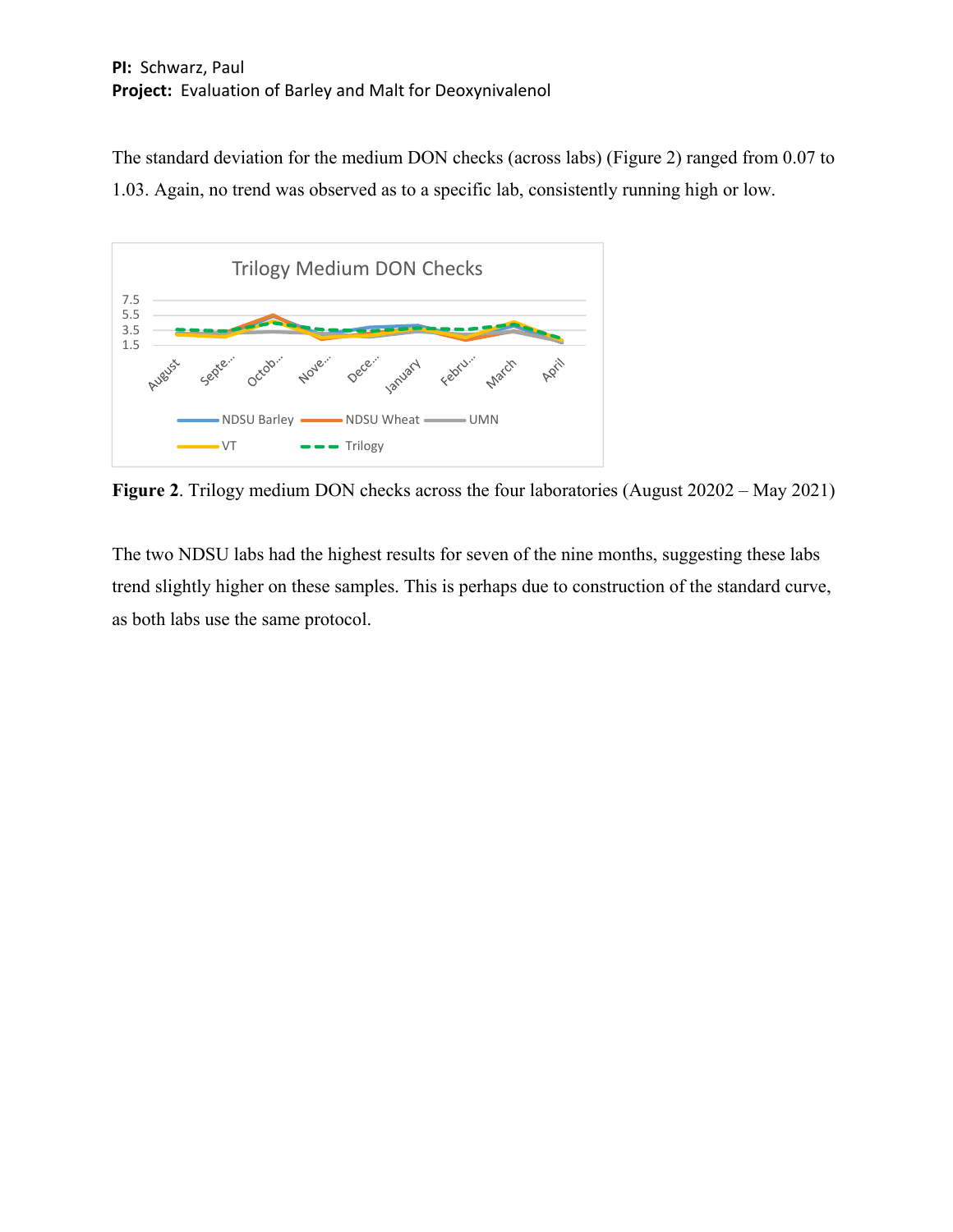The standard deviation for the medium DON checks (across labs) (Figure 2) ranged from 0.07 to 1.03. Again, no trend was observed as to a specific lab, consistently running high or low.

**Figure 2**. Trilogy medium DON checks across the four laboratories (August 20202 – May 2021)

The two NDSU labs had the highest results for seven of the nine months, suggesting these labs trend slightly higher on these samples. This is perhaps due to construction of the standard curve, as both labs use the same protocol.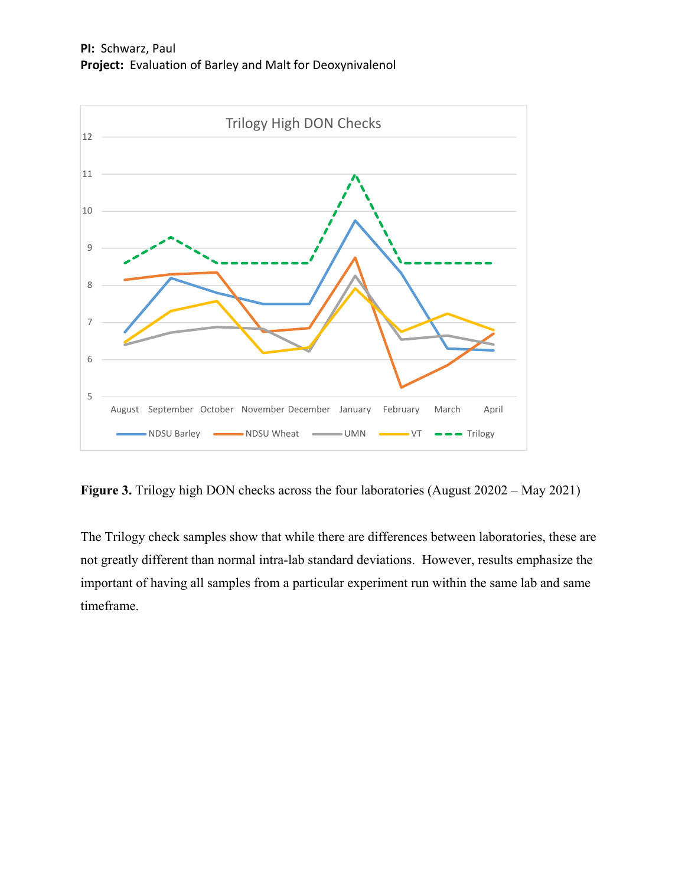**PI:** Schwarz, Paul
**Project:** Evaluation of Barley and Malt for Deoxynivalenol

Trilogy High DON Checks

12
11
10
9
8
7
6
5

August September October November December January February March April

NDSU Barley, NDSU Wheat, UMN, VT, Trilogy

**Figure 3.** Trilogy high DON checks across the four laboratories (August 20202 – May 2021)

The Trilogy check samples show that while there are differences between laboratories, these are not greatly different than normal intra-lab standard deviations. However, results emphasize the important of having all samples from a particular experiment run within the same lab and same timeframe.